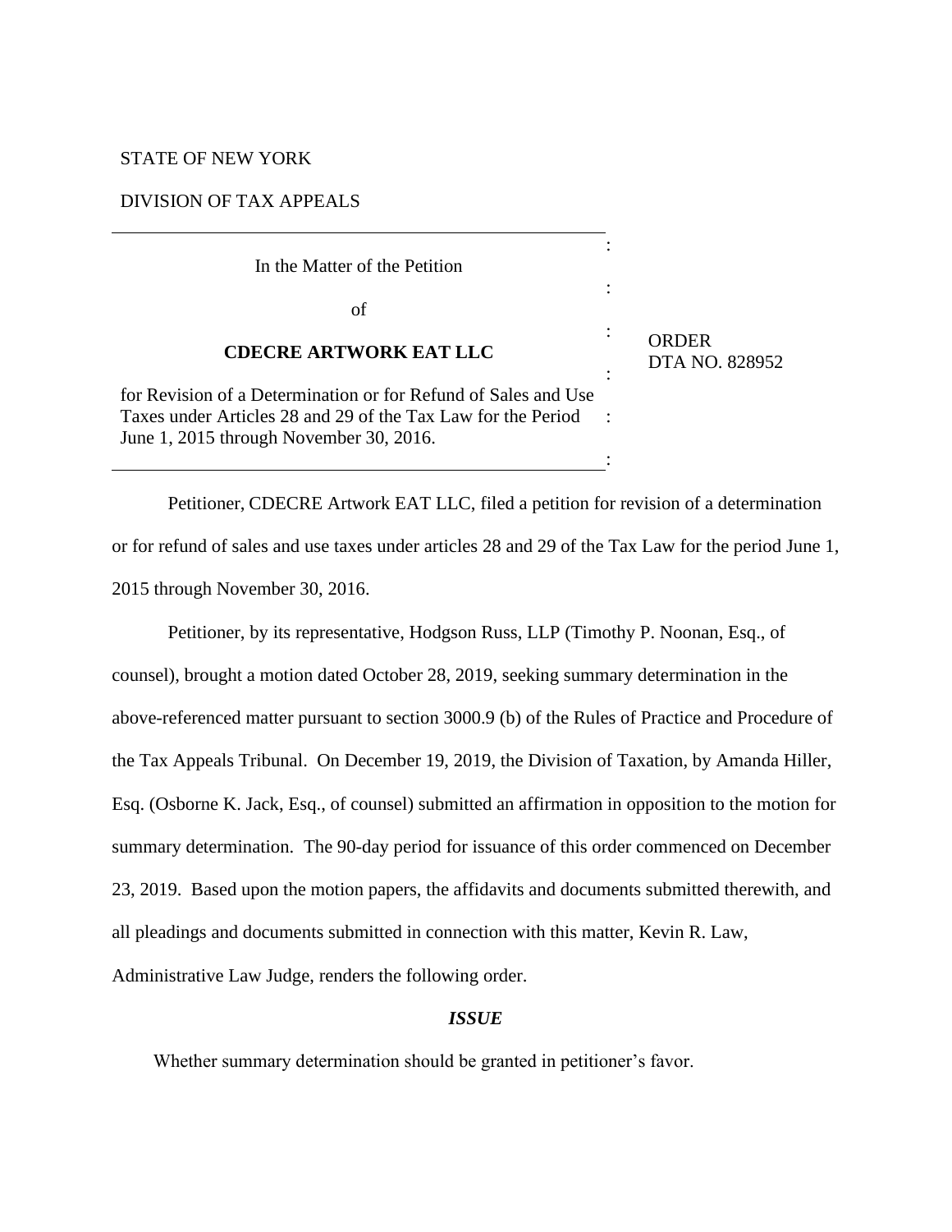STATE OF NEW YORK

DIVISION OF TAX APPEALS

In the Matter of the Petition

of

**CDECRE ARTWORK EAT LLC**

for Revision of a Determination or for Refund of Sales and Use Taxes under Articles 28 and 29 of the Tax Law for the Period June 1, 2015 through November 30, 2016.

ORDER
DTA NO. 828952

Petitioner, CDECRE Artwork EAT LLC, filed a petition for revision of a determination or for refund of sales and use taxes under articles 28 and 29 of the Tax Law for the period June 1, 2015 through November 30, 2016.

Petitioner, by its representative, Hodgson Russ, LLP (Timothy P. Noonan, Esq., of counsel), brought a motion dated October 28, 2019, seeking summary determination in the above-referenced matter pursuant to section 3000.9 (b) of the Rules of Practice and Procedure of the Tax Appeals Tribunal. On December 19, 2019, the Division of Taxation, by Amanda Hiller, Esq. (Osborne K. Jack, Esq., of counsel) submitted an affirmation in opposition to the motion for summary determination. The 90-day period for issuance of this order commenced on December 23, 2019. Based upon the motion papers, the affidavits and documents submitted therewith, and all pleadings and documents submitted in connection with this matter, Kevin R. Law, Administrative Law Judge, renders the following order.

***ISSUE***

Whether summary determination should be granted in petitioner's favor.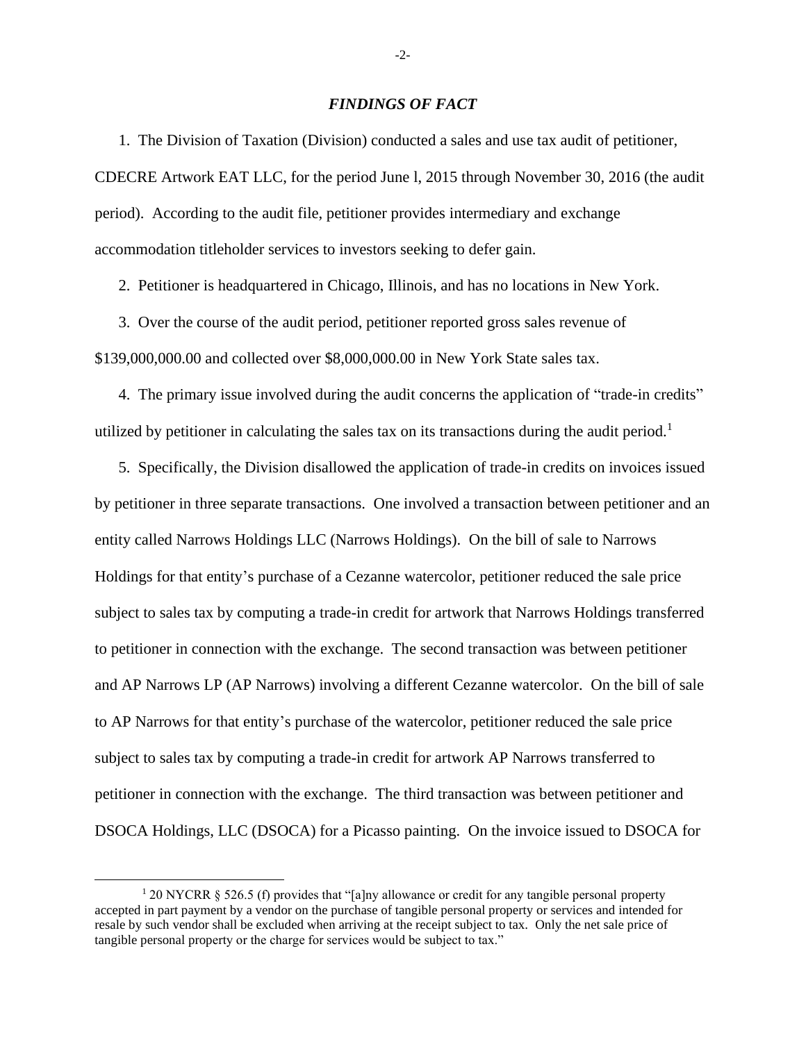## *FINDINGS OF FACT*

1. The Division of Taxation (Division) conducted a sales and use tax audit of petitioner, CDECRE Artwork EAT LLC, for the period June l, 2015 through November 30, 2016 (the audit period). According to the audit file, petitioner provides intermediary and exchange accommodation titleholder services to investors seeking to defer gain.

2. Petitioner is headquartered in Chicago, Illinois, and has no locations in New York.

3. Over the course of the audit period, petitioner reported gross sales revenue of $139,000,000.00 and collected over $8,000,000.00 in New York State sales tax.

4. The primary issue involved during the audit concerns the application of "trade-in credits" utilized by petitioner in calculating the sales tax on its transactions during the audit period.[1]

5. Specifically, the Division disallowed the application of trade-in credits on invoices issued by petitioner in three separate transactions. One involved a transaction between petitioner and an entity called Narrows Holdings LLC (Narrows Holdings). On the bill of sale to Narrows Holdings for that entity's purchase of a Cezanne watercolor, petitioner reduced the sale price subject to sales tax by computing a trade-in credit for artwork that Narrows Holdings transferred to petitioner in connection with the exchange. The second transaction was between petitioner and AP Narrows LP (AP Narrows) involving a different Cezanne watercolor. On the bill of sale to AP Narrows for that entity's purchase of the watercolor, petitioner reduced the sale price subject to sales tax by computing a trade-in credit for artwork AP Narrows transferred to petitioner in connection with the exchange. The third transaction was between petitioner and DSOCA Holdings, LLC (DSOCA) for a Picasso painting. On the invoice issued to DSOCA for

---

[1] 20 NYCRR § 526.5 (f) provides that "[a]ny allowance or credit for any tangible personal property accepted in part payment by a vendor on the purchase of tangible personal property or services and intended for resale by such vendor shall be excluded when arriving at the receipt subject to tax. Only the net sale price of tangible personal property or the charge for services would be subject to tax."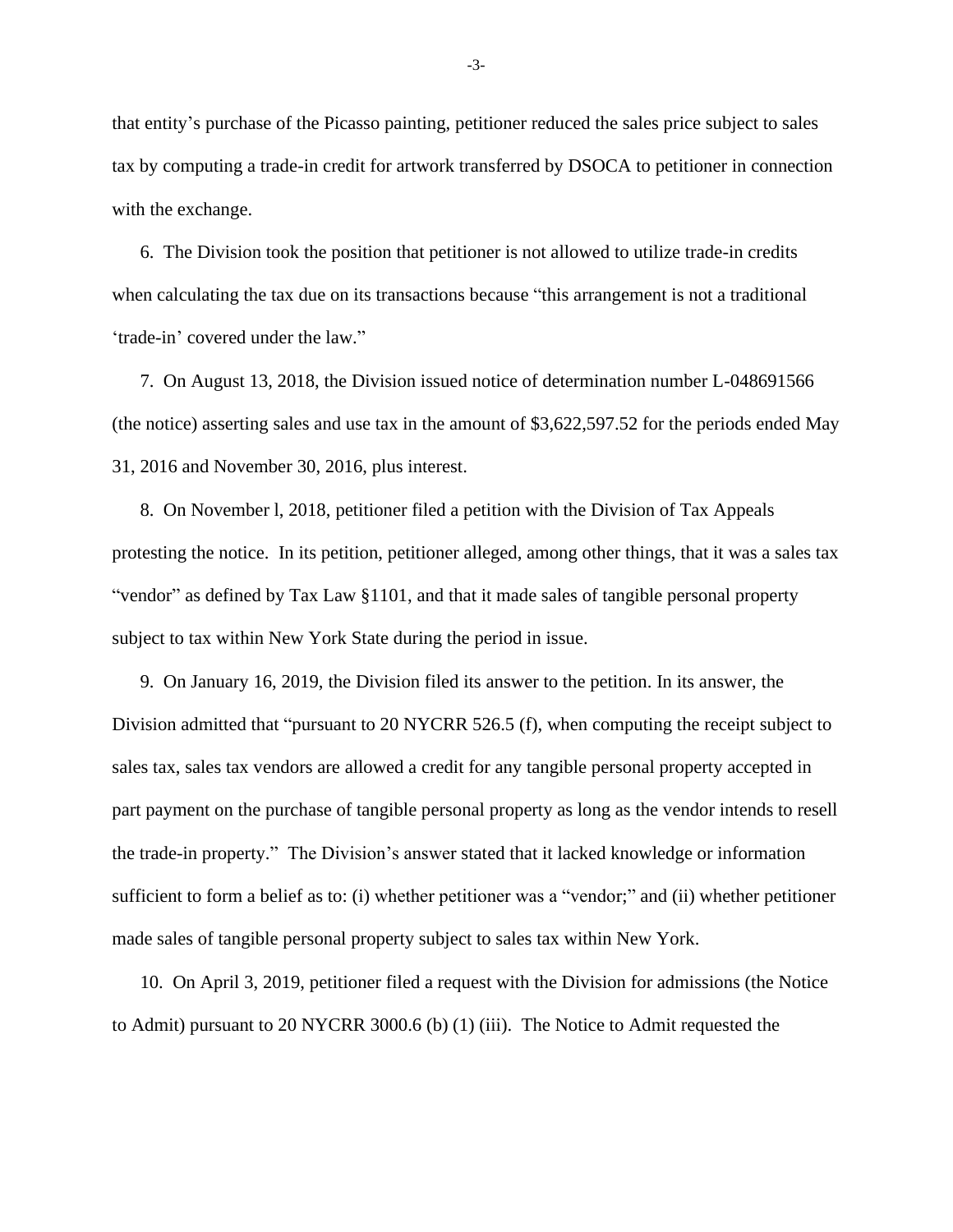that entity's purchase of the Picasso painting, petitioner reduced the sales price subject to sales tax by computing a trade-in credit for artwork transferred by DSOCA to petitioner in connection with the exchange.

6. The Division took the position that petitioner is not allowed to utilize trade-in credits when calculating the tax due on its transactions because "this arrangement is not a traditional 'trade-in' covered under the law."

7. On August 13, 2018, the Division issued notice of determination number L-048691566 (the notice) asserting sales and use tax in the amount of $3,622,597.52 for the periods ended May 31, 2016 and November 30, 2016, plus interest.

8. On November l, 2018, petitioner filed a petition with the Division of Tax Appeals protesting the notice. In its petition, petitioner alleged, among other things, that it was a sales tax "vendor" as defined by Tax Law §1101, and that it made sales of tangible personal property subject to tax within New York State during the period in issue.

9. On January 16, 2019, the Division filed its answer to the petition. In its answer, the Division admitted that "pursuant to 20 NYCRR 526.5 (f), when computing the receipt subject to sales tax, sales tax vendors are allowed a credit for any tangible personal property accepted in part payment on the purchase of tangible personal property as long as the vendor intends to resell the trade-in property." The Division's answer stated that it lacked knowledge or information sufficient to form a belief as to: (i) whether petitioner was a "vendor;" and (ii) whether petitioner made sales of tangible personal property subject to sales tax within New York.

10. On April 3, 2019, petitioner filed a request with the Division for admissions (the Notice to Admit) pursuant to 20 NYCRR 3000.6 (b) (1) (iii). The Notice to Admit requested the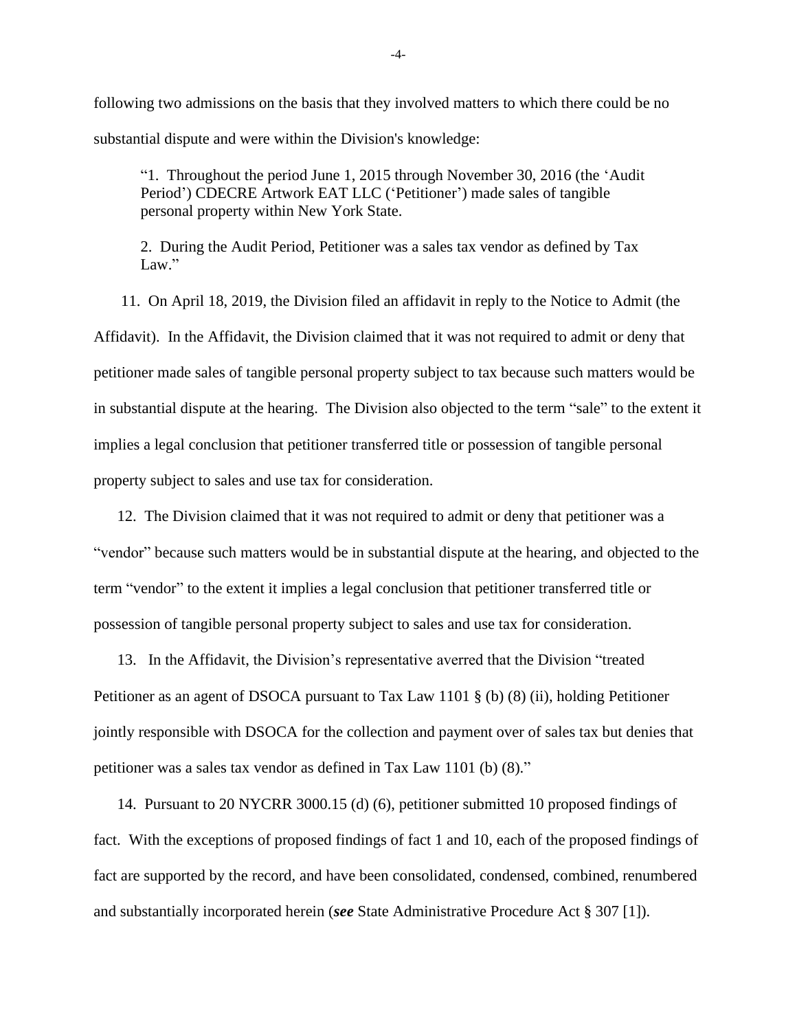following two admissions on the basis that they involved matters to which there could be no substantial dispute and were within the Division's knowledge:

> "1. Throughout the period June 1, 2015 through November 30, 2016 (the 'Audit Period') CDECRE Artwork EAT LLC ('Petitioner') made sales of tangible personal property within New York State.
>
> 2. During the Audit Period, Petitioner was a sales tax vendor as defined by Tax Law."

11. On April 18, 2019, the Division filed an affidavit in reply to the Notice to Admit (the Affidavit). In the Affidavit, the Division claimed that it was not required to admit or deny that petitioner made sales of tangible personal property subject to tax because such matters would be in substantial dispute at the hearing. The Division also objected to the term "sale" to the extent it implies a legal conclusion that petitioner transferred title or possession of tangible personal property subject to sales and use tax for consideration.

12. The Division claimed that it was not required to admit or deny that petitioner was a "vendor" because such matters would be in substantial dispute at the hearing, and objected to the term "vendor" to the extent it implies a legal conclusion that petitioner transferred title or possession of tangible personal property subject to sales and use tax for consideration.

13. In the Affidavit, the Division's representative averred that the Division "treated Petitioner as an agent of DSOCA pursuant to Tax Law 1101 § (b) (8) (ii), holding Petitioner jointly responsible with DSOCA for the collection and payment over of sales tax but denies that petitioner was a sales tax vendor as defined in Tax Law 1101 (b) (8)."

14. Pursuant to 20 NYCRR 3000.15 (d) (6), petitioner submitted 10 proposed findings of fact. With the exceptions of proposed findings of fact 1 and 10, each of the proposed findings of fact are supported by the record, and have been consolidated, condensed, combined, renumbered and substantially incorporated herein (***see*** State Administrative Procedure Act § 307 [1]).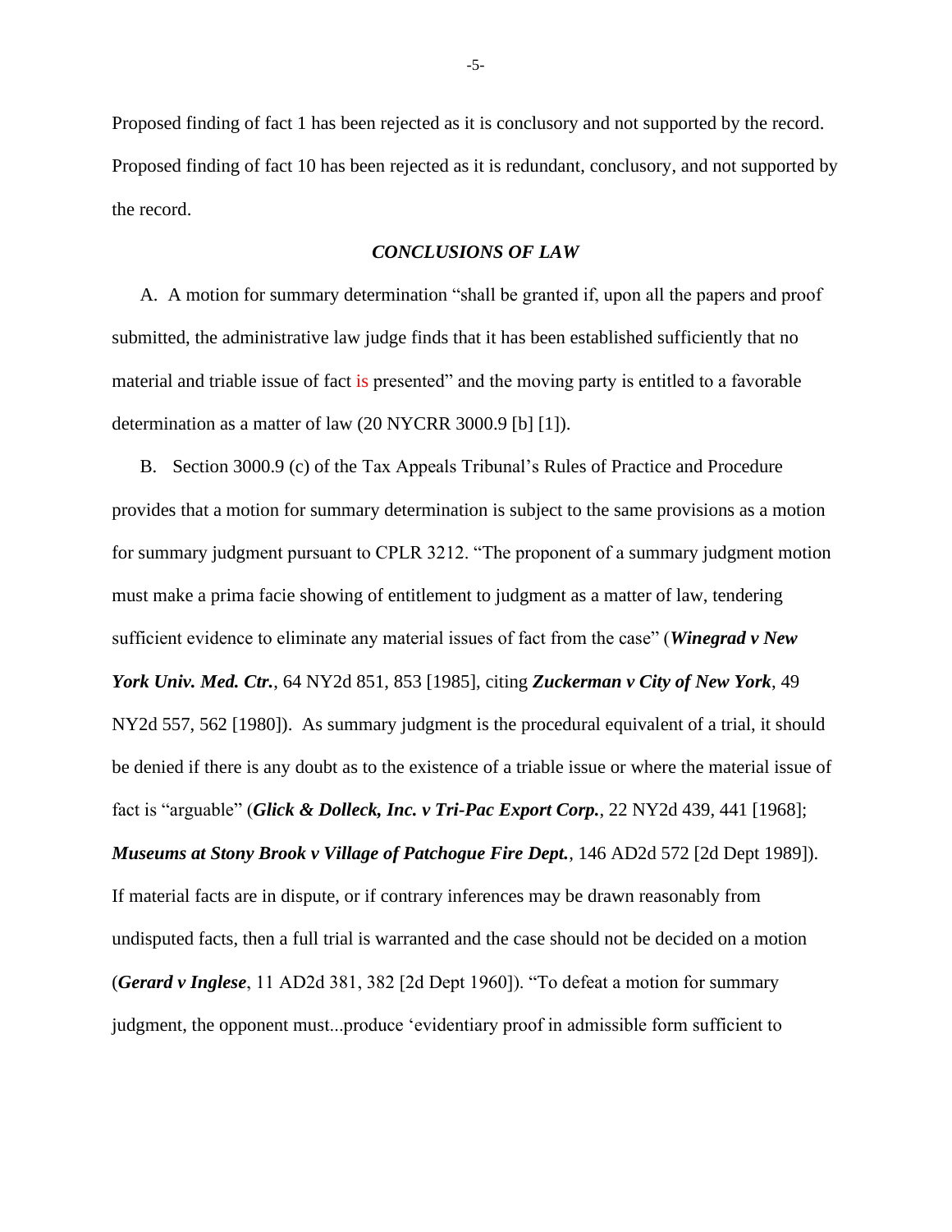Proposed finding of fact 1 has been rejected as it is conclusory and not supported by the record. Proposed finding of fact 10 has been rejected as it is redundant, conclusory, and not supported by the record.

## *CONCLUSIONS OF LAW*

A. A motion for summary determination "shall be granted if, upon all the papers and proof submitted, the administrative law judge finds that it has been established sufficiently that no material and triable issue of fact is presented" and the moving party is entitled to a favorable determination as a matter of law (20 NYCRR 3000.9 [b] [1]).

B. Section 3000.9 (c) of the Tax Appeals Tribunal's Rules of Practice and Procedure provides that a motion for summary determination is subject to the same provisions as a motion for summary judgment pursuant to CPLR 3212. "The proponent of a summary judgment motion must make a prima facie showing of entitlement to judgment as a matter of law, tendering sufficient evidence to eliminate any material issues of fact from the case" (***Winegrad v New York Univ. Med. Ctr.***, 64 NY2d 851, 853 [1985], citing ***Zuckerman v City of New York***, 49 NY2d 557, 562 [1980]). As summary judgment is the procedural equivalent of a trial, it should be denied if there is any doubt as to the existence of a triable issue or where the material issue of fact is "arguable" (***Glick & Dolleck, Inc. v Tri-Pac Export Corp.***, 22 NY2d 439, 441 [1968]; ***Museums at Stony Brook v Village of Patchogue Fire Dept.***, 146 AD2d 572 [2d Dept 1989]). If material facts are in dispute, or if contrary inferences may be drawn reasonably from undisputed facts, then a full trial is warranted and the case should not be decided on a motion (***Gerard v Inglese***, 11 AD2d 381, 382 [2d Dept 1960]). "To defeat a motion for summary judgment, the opponent must...produce 'evidentiary proof in admissible form sufficient to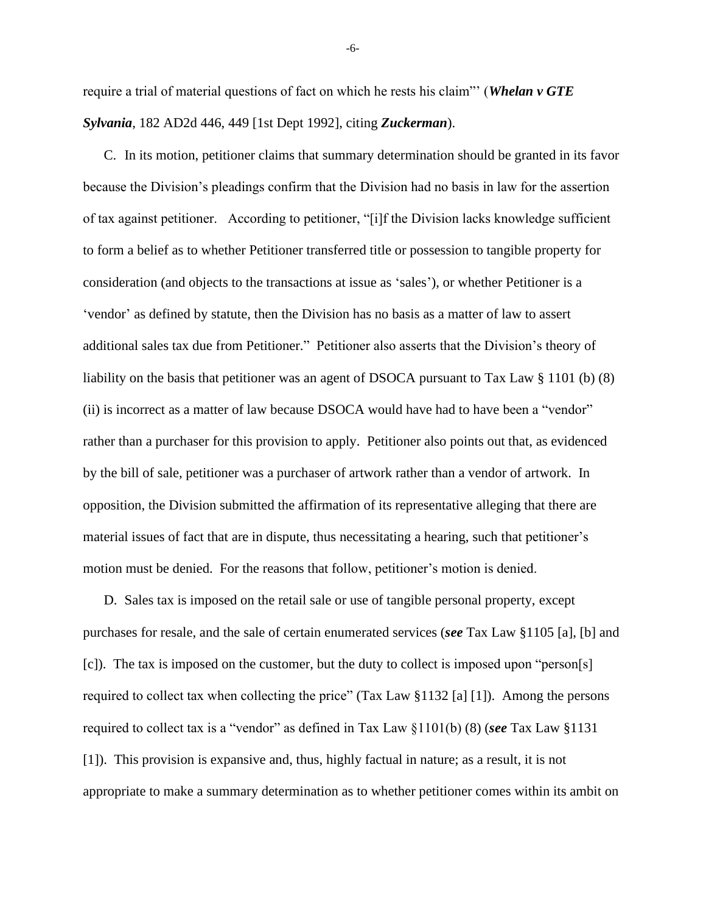require a trial of material questions of fact on which he rests his claim"' (***Whelan v GTE Sylvania***, 182 AD2d 446, 449 [1st Dept 1992], citing ***Zuckerman***).

C. In its motion, petitioner claims that summary determination should be granted in its favor because the Division's pleadings confirm that the Division had no basis in law for the assertion of tax against petitioner. According to petitioner, "[i]f the Division lacks knowledge sufficient to form a belief as to whether Petitioner transferred title or possession to tangible property for consideration (and objects to the transactions at issue as 'sales'), or whether Petitioner is a 'vendor' as defined by statute, then the Division has no basis as a matter of law to assert additional sales tax due from Petitioner." Petitioner also asserts that the Division's theory of liability on the basis that petitioner was an agent of DSOCA pursuant to Tax Law § 1101 (b) (8) (ii) is incorrect as a matter of law because DSOCA would have had to have been a "vendor" rather than a purchaser for this provision to apply. Petitioner also points out that, as evidenced by the bill of sale, petitioner was a purchaser of artwork rather than a vendor of artwork. In opposition, the Division submitted the affirmation of its representative alleging that there are material issues of fact that are in dispute, thus necessitating a hearing, such that petitioner's motion must be denied. For the reasons that follow, petitioner's motion is denied.

D. Sales tax is imposed on the retail sale or use of tangible personal property, except purchases for resale, and the sale of certain enumerated services (***see*** Tax Law §1105 [a], [b] and [c]). The tax is imposed on the customer, but the duty to collect is imposed upon "person[s] required to collect tax when collecting the price" (Tax Law §1132 [a] [1]). Among the persons required to collect tax is a "vendor" as defined in Tax Law §1101(b) (8) (***see*** Tax Law §1131 [1]). This provision is expansive and, thus, highly factual in nature; as a result, it is not appropriate to make a summary determination as to whether petitioner comes within its ambit on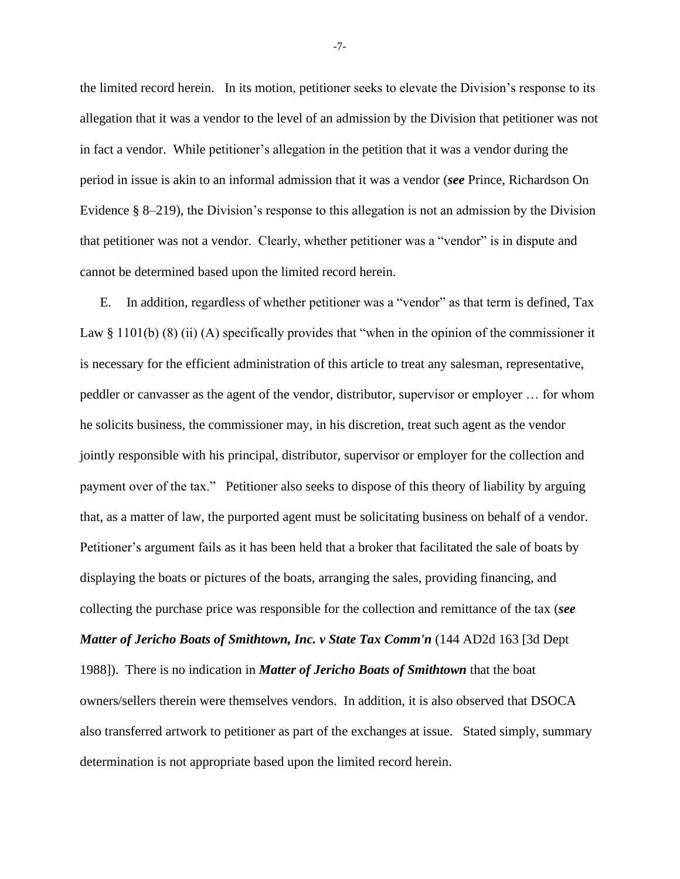the limited record herein. In its motion, petitioner seeks to elevate the Division's response to its allegation that it was a vendor to the level of an admission by the Division that petitioner was not in fact a vendor. While petitioner's allegation in the petition that it was a vendor during the period in issue is akin to an informal admission that it was a vendor (***see*** Prince, Richardson On Evidence § 8–219), the Division's response to this allegation is not an admission by the Division that petitioner was not a vendor. Clearly, whether petitioner was a "vendor" is in dispute and cannot be determined based upon the limited record herein.

E. In addition, regardless of whether petitioner was a "vendor" as that term is defined, Tax Law § 1101(b) (8) (ii) (A) specifically provides that "when in the opinion of the commissioner it is necessary for the efficient administration of this article to treat any salesman, representative, peddler or canvasser as the agent of the vendor, distributor, supervisor or employer … for whom he solicits business, the commissioner may, in his discretion, treat such agent as the vendor jointly responsible with his principal, distributor, supervisor or employer for the collection and payment over of the tax." Petitioner also seeks to dispose of this theory of liability by arguing that, as a matter of law, the purported agent must be solicitating business on behalf of a vendor. Petitioner's argument fails as it has been held that a broker that facilitated the sale of boats by displaying the boats or pictures of the boats, arranging the sales, providing financing, and collecting the purchase price was responsible for the collection and remittance of the tax (***see Matter of Jericho Boats of Smithtown, Inc. v State Tax Comm'n*** (144 AD2d 163 [3d Dept 1988]). There is no indication in ***Matter of Jericho Boats of Smithtown*** that the boat owners/sellers therein were themselves vendors. In addition, it is also observed that DSOCA also transferred artwork to petitioner as part of the exchanges at issue. Stated simply, summary determination is not appropriate based upon the limited record herein.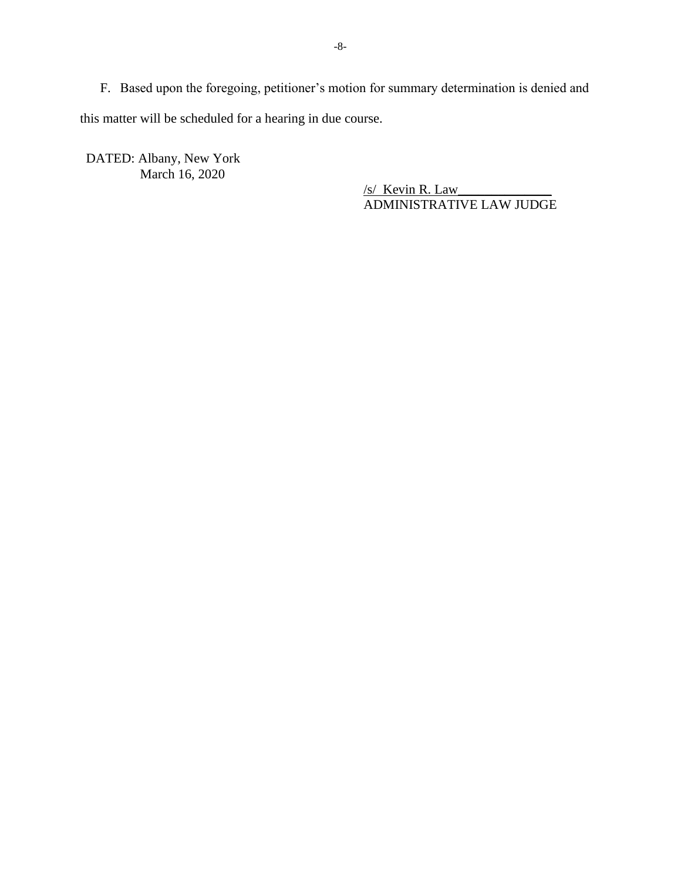F. Based upon the foregoing, petitioner's motion for summary determination is denied and this matter will be scheduled for a hearing in due course.

DATED: Albany, New York
March 16, 2020

/s/ Kevin R. Law
ADMINISTRATIVE LAW JUDGE